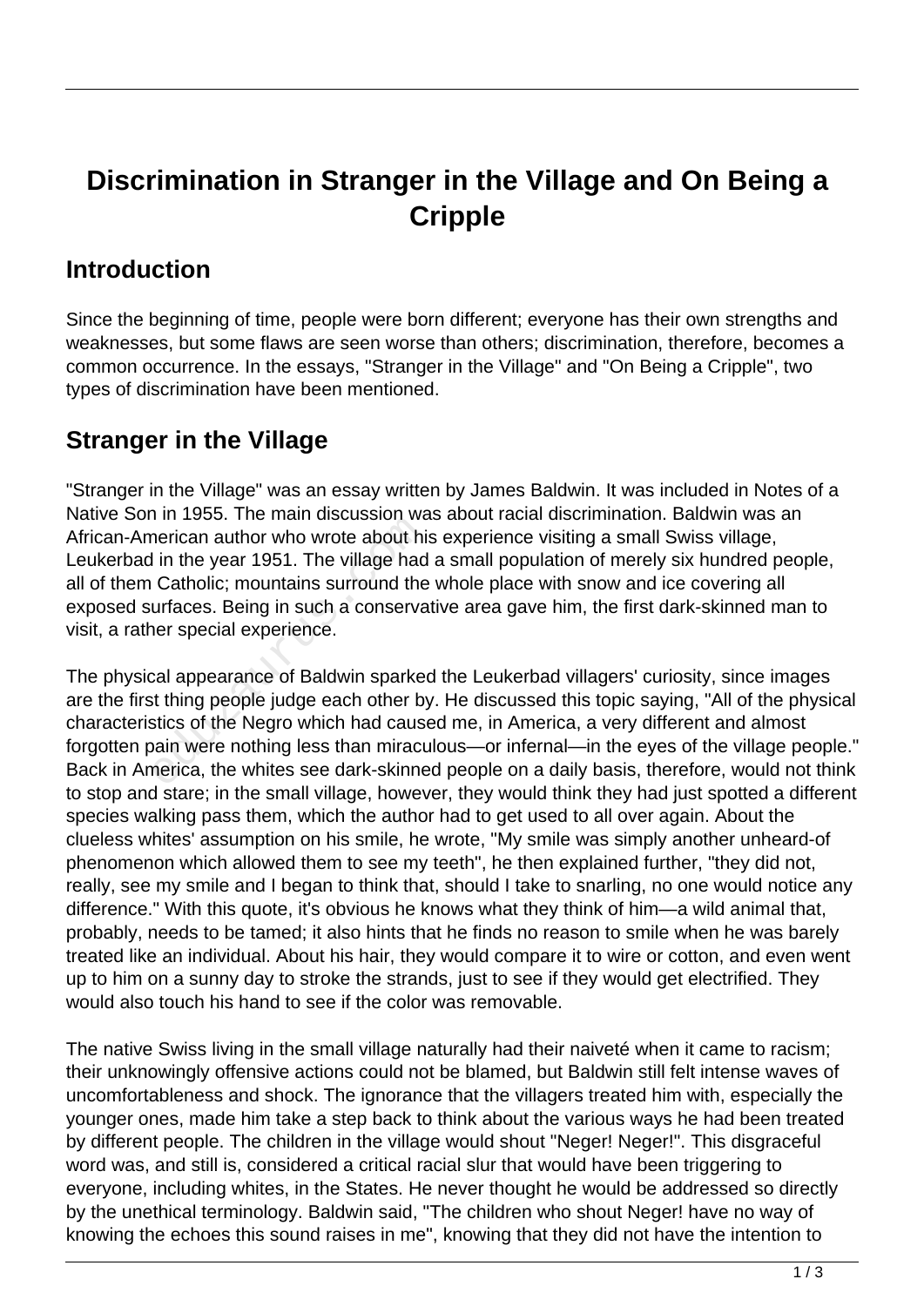# Discrimination in Stranger in the Village and On Being a Cripple

## Introduction

Since the beginning of time, people were born different; everyone has their own strengths and weaknesses, but some flaws are seen worse than others; discrimination, therefore, becomes a common occurrence. In the essays, "Stranger in the Village" and "On Being a Cripple", two types of discrimination have been mentioned.

## Stranger in the Village

"Stranger in the Village" was an essay written by James Baldwin. It was included in Notes of a Native Son in 1955. The main discussion was about racial discrimination. Baldwin was an African-American author who wrote about his experience visiting a small Swiss village, Leukerbad in the year 1951. The village had a small population of merely six hundred people, all of them Catholic; mountains surround the whole place with snow and ice covering all exposed surfaces. Being in such a conservative area gave him, the first dark-skinned man to visit, a rather special experience.

The physical appearance of Baldwin sparked the Leukerbad villagers' curiosity, since images are the first thing people judge each other by. He discussed this topic saying, "All of the physical characteristics of the Negro which had caused me, in America, a very different and almost forgotten pain were nothing less than miraculous—or infernal—in the eyes of the village people." Back in America, the whites see dark-skinned people on a daily basis, therefore, would not think to stop and stare; in the small village, however, they would think they had just spotted a different species walking pass them, which the author had to get used to all over again. About the clueless whites' assumption on his smile, he wrote, "My smile was simply another unheard-of phenomenon which allowed them to see my teeth", he then explained further, "they did not, really, see my smile and I began to think that, should I take to snarling, no one would notice any difference." With this quote, it's obvious he knows what they think of him—a wild animal that, probably, needs to be tamed; it also hints that he finds no reason to smile when he was barely treated like an individual. About his hair, they would compare it to wire or cotton, and even went up to him on a sunny day to stroke the strands, just to see if they would get electrified. They would also touch his hand to see if the color was removable.

The native Swiss living in the small village naturally had their naiveté when it came to racism; their unknowingly offensive actions could not be blamed, but Baldwin still felt intense waves of uncomfortableness and shock. The ignorance that the villagers treated him with, especially the younger ones, made him take a step back to think about the various ways he had been treated by different people. The children in the village would shout "Neger! Neger!". This disgraceful word was, and still is, considered a critical racial slur that would have been triggering to everyone, including whites, in the States. He never thought he would be addressed so directly by the unethical terminology. Baldwin said, "The children who shout Neger! have no way of knowing the echoes this sound raises in me", knowing that they did not have the intention to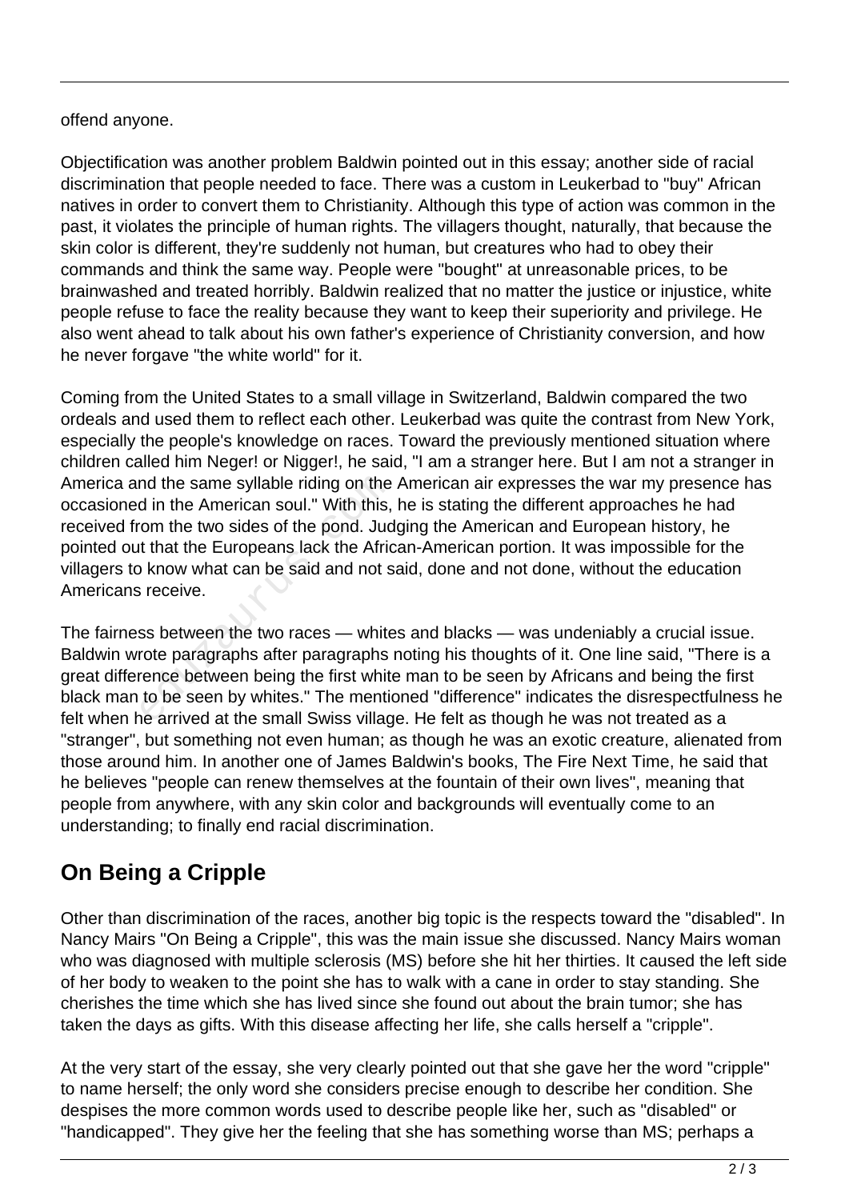offend anyone.

Objectification was another problem Baldwin pointed out in this essay; another side of racial discrimination that people needed to face. There was a custom in Leukerbad to "buy" African natives in order to convert them to Christianity. Although this type of action was common in the past, it violates the principle of human rights. The villagers thought, naturally, that because the skin color is different, they're suddenly not human, but creatures who had to obey their commands and think the same way. People were "bought" at unreasonable prices, to be brainwashed and treated horribly. Baldwin realized that no matter the justice or injustice, white people refuse to face the reality because they want to keep their superiority and privilege. He also went ahead to talk about his own father's experience of Christianity conversion, and how he never forgave "the white world" for it.

Coming from the United States to a small village in Switzerland, Baldwin compared the two ordeals and used them to reflect each other. Leukerbad was quite the contrast from New York, especially the people's knowledge on races. Toward the previously mentioned situation where children called him Neger! or Nigger!, he said, "I am a stranger here. But I am not a stranger in America and the same syllable riding on the American air expresses the war my presence has occasioned in the American soul." With this, he is stating the different approaches he had received from the two sides of the pond. Judging the American and European history, he pointed out that the Europeans lack the African-American portion. It was impossible for the villagers to know what can be said and not said, done and not done, without the education Americans receive.

The fairness between the two races — whites and blacks — was undeniably a crucial issue. Baldwin wrote paragraphs after paragraphs noting his thoughts of it. One line said, "There is a great difference between being the first white man to be seen by Africans and being the first black man to be seen by whites." The mentioned "difference" indicates the disrespectfulness he felt when he arrived at the small Swiss village. He felt as though he was not treated as a "stranger", but something not even human; as though he was an exotic creature, alienated from those around him. In another one of James Baldwin's books, The Fire Next Time, he said that he believes "people can renew themselves at the fountain of their own lives", meaning that people from anywhere, with any skin color and backgrounds will eventually come to an understanding; to finally end racial discrimination.

## On Being a Cripple

Other than discrimination of the races, another big topic is the respects toward the "disabled". In Nancy Mairs "On Being a Cripple", this was the main issue she discussed. Nancy Mairs woman who was diagnosed with multiple sclerosis (MS) before she hit her thirties. It caused the left side of her body to weaken to the point she has to walk with a cane in order to stay standing. She cherishes the time which she has lived since she found out about the brain tumor; she has taken the days as gifts. With this disease affecting her life, she calls herself a "cripple".

At the very start of the essay, she very clearly pointed out that she gave her the word "cripple" to name herself; the only word she considers precise enough to describe her condition. She despises the more common words used to describe people like her, such as "disabled" or "handicapped". They give her the feeling that she has something worse than MS; perhaps a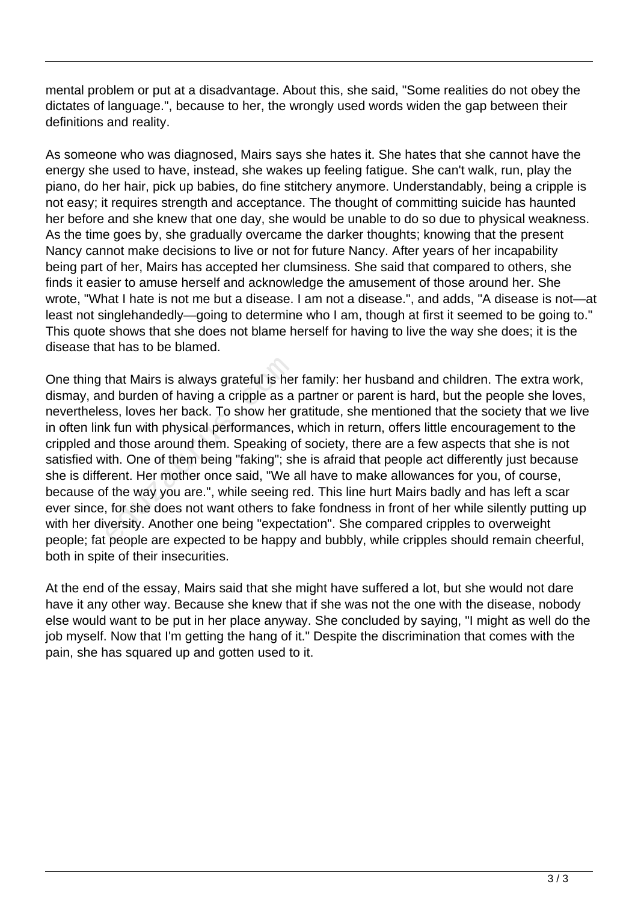mental problem or put at a disadvantage. About this, she said, "Some realities do not obey the dictates of language.", because to her, the wrongly used words widen the gap between their definitions and reality.

As someone who was diagnosed, Mairs says she hates it. She hates that she cannot have the energy she used to have, instead, she wakes up feeling fatigue. She can't walk, run, play the piano, do her hair, pick up babies, do fine stitchery anymore. Understandably, being a cripple is not easy; it requires strength and acceptance. The thought of committing suicide has haunted her before and she knew that one day, she would be unable to do so due to physical weakness. As the time goes by, she gradually overcame the darker thoughts; knowing that the present Nancy cannot make decisions to live or not for future Nancy. After years of her incapability being part of her, Mairs has accepted her clumsiness. She said that compared to others, she finds it easier to amuse herself and acknowledge the amusement of those around her. She wrote, "What I hate is not me but a disease. I am not a disease.", and adds, "A disease is not—at least not singlehandedly—going to determine who I am, though at first it seemed to be going to." This quote shows that she does not blame herself for having to live the way she does; it is the disease that has to be blamed.

One thing that Mairs is always grateful is her family: her husband and children. The extra work, dismay, and burden of having a cripple as a partner or parent is hard, but the people she loves, nevertheless, loves her back. To show her gratitude, she mentioned that the society that we live in often link fun with physical performances, which in return, offers little encouragement to the crippled and those around them. Speaking of society, there are a few aspects that she is not satisfied with. One of them being "faking"; she is afraid that people act differently just because she is different. Her mother once said, "We all have to make allowances for you, of course, because of the way you are.", while seeing red. This line hurt Mairs badly and has left a scar ever since, for she does not want others to fake fondness in front of her while silently putting up with her diversity. Another one being "expectation". She compared cripples to overweight people; fat people are expected to be happy and bubbly, while cripples should remain cheerful, both in spite of their insecurities.

At the end of the essay, Mairs said that she might have suffered a lot, but she would not dare have it any other way. Because she knew that if she was not the one with the disease, nobody else would want to be put in her place anyway. She concluded by saying, "I might as well do the job myself. Now that I'm getting the hang of it." Despite the discrimination that comes with the pain, she has squared up and gotten used to it.